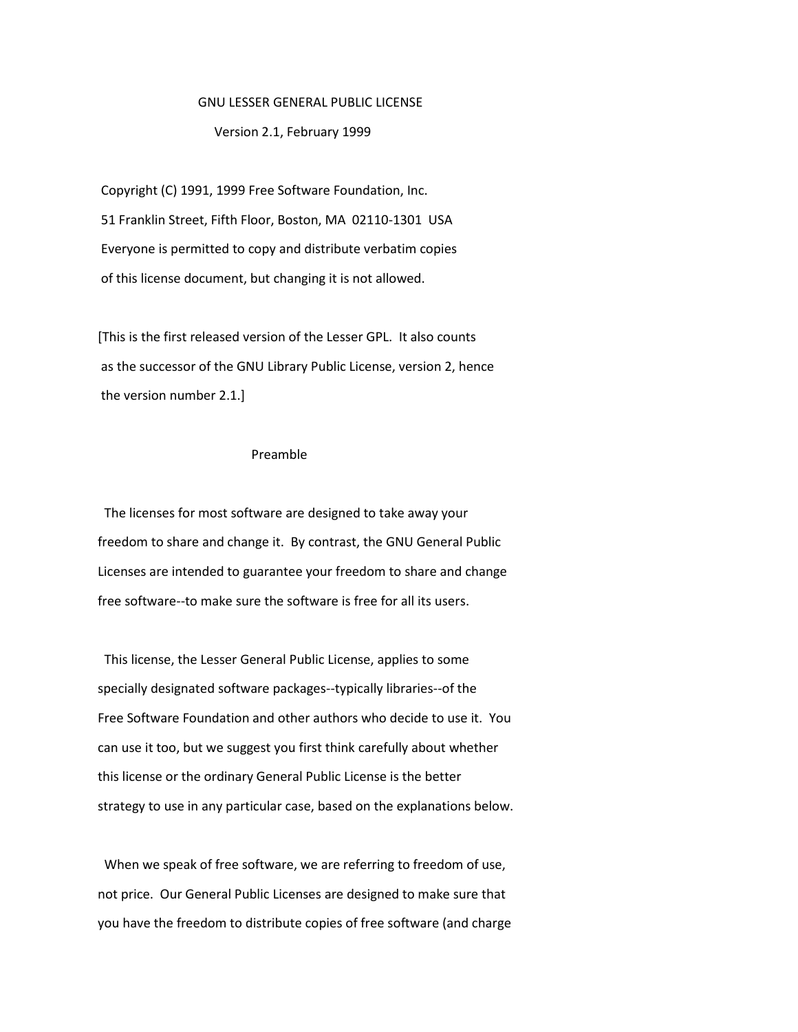# GNU LESSER GENERAL PUBLIC LICENSE

Version 2.1, February 1999

Copyright (C) 1991, 1999 Free Software Foundation, Inc.
51 Franklin Street, Fifth Floor, Boston, MA 02110-1301 USA
Everyone is permitted to copy and distribute verbatim copies
of this license document, but changing it is not allowed.

[This is the first released version of the Lesser GPL. It also counts as the successor of the GNU Library Public License, version 2, hence the version number 2.1.]

## Preamble

The licenses for most software are designed to take away your freedom to share and change it. By contrast, the GNU General Public Licenses are intended to guarantee your freedom to share and change free software--to make sure the software is free for all its users.

This license, the Lesser General Public License, applies to some specially designated software packages--typically libraries--of the Free Software Foundation and other authors who decide to use it. You can use it too, but we suggest you first think carefully about whether this license or the ordinary General Public License is the better strategy to use in any particular case, based on the explanations below.

When we speak of free software, we are referring to freedom of use, not price. Our General Public Licenses are designed to make sure that you have the freedom to distribute copies of free software (and charge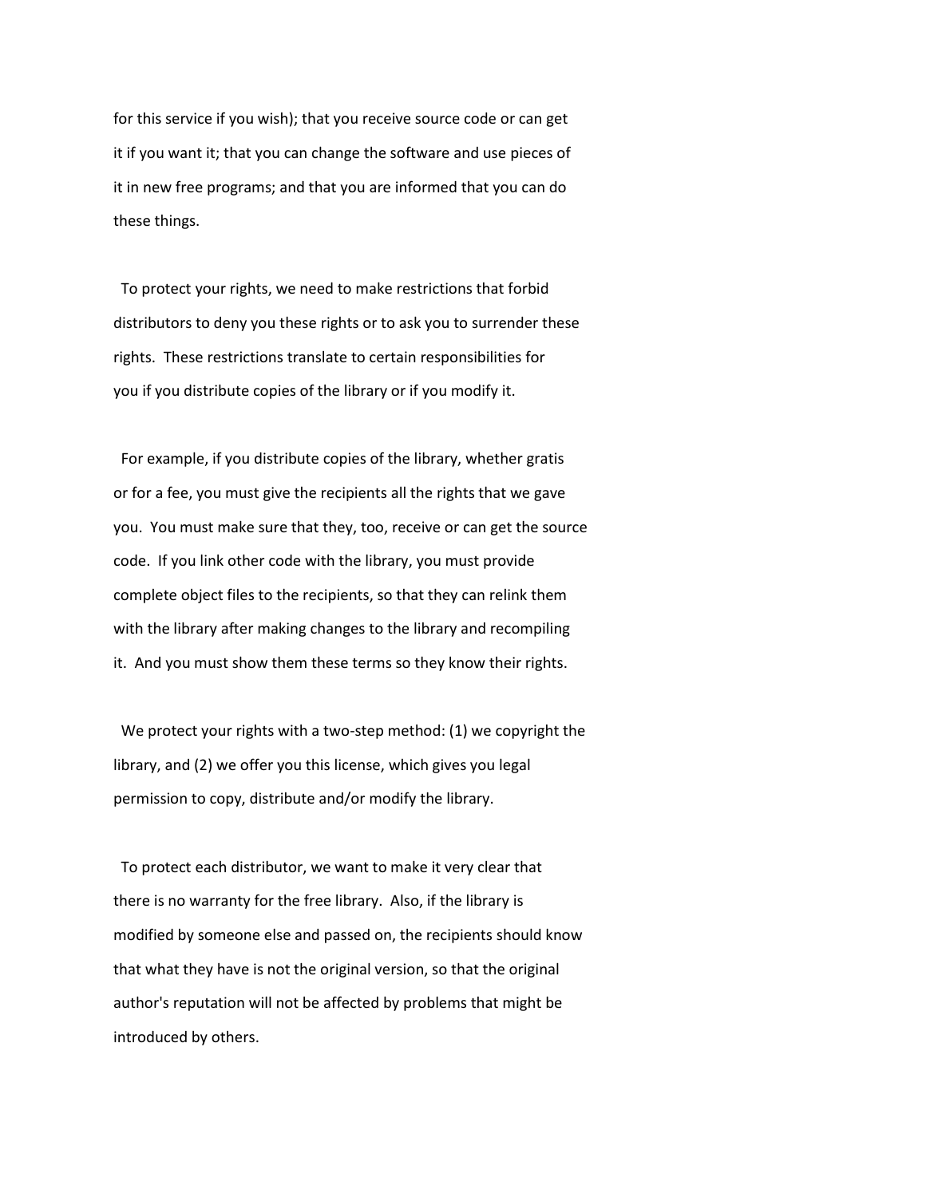for this service if you wish); that you receive source code or can get it if you want it; that you can change the software and use pieces of it in new free programs; and that you are informed that you can do these things.

To protect your rights, we need to make restrictions that forbid distributors to deny you these rights or to ask you to surrender these rights. These restrictions translate to certain responsibilities for you if you distribute copies of the library or if you modify it.

For example, if you distribute copies of the library, whether gratis or for a fee, you must give the recipients all the rights that we gave you. You must make sure that they, too, receive or can get the source code. If you link other code with the library, you must provide complete object files to the recipients, so that they can relink them with the library after making changes to the library and recompiling it. And you must show them these terms so they know their rights.

We protect your rights with a two-step method: (1) we copyright the library, and (2) we offer you this license, which gives you legal permission to copy, distribute and/or modify the library.

To protect each distributor, we want to make it very clear that there is no warranty for the free library. Also, if the library is modified by someone else and passed on, the recipients should know that what they have is not the original version, so that the original author's reputation will not be affected by problems that might be introduced by others.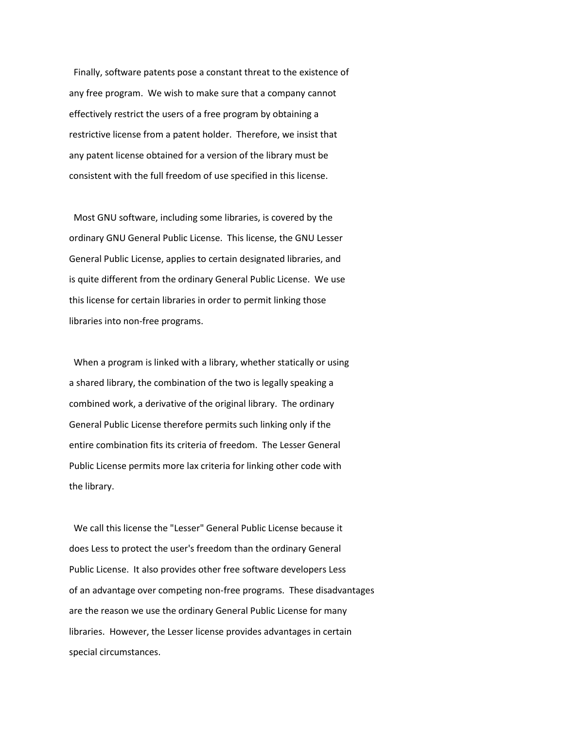Finally, software patents pose a constant threat to the existence of any free program. We wish to make sure that a company cannot effectively restrict the users of a free program by obtaining a restrictive license from a patent holder. Therefore, we insist that any patent license obtained for a version of the library must be consistent with the full freedom of use specified in this license.

Most GNU software, including some libraries, is covered by the ordinary GNU General Public License. This license, the GNU Lesser General Public License, applies to certain designated libraries, and is quite different from the ordinary General Public License. We use this license for certain libraries in order to permit linking those libraries into non-free programs.

When a program is linked with a library, whether statically or using a shared library, the combination of the two is legally speaking a combined work, a derivative of the original library. The ordinary General Public License therefore permits such linking only if the entire combination fits its criteria of freedom. The Lesser General Public License permits more lax criteria for linking other code with the library.

We call this license the "Lesser" General Public License because it does Less to protect the user's freedom than the ordinary General Public License. It also provides other free software developers Less of an advantage over competing non-free programs. These disadvantages are the reason we use the ordinary General Public License for many libraries. However, the Lesser license provides advantages in certain special circumstances.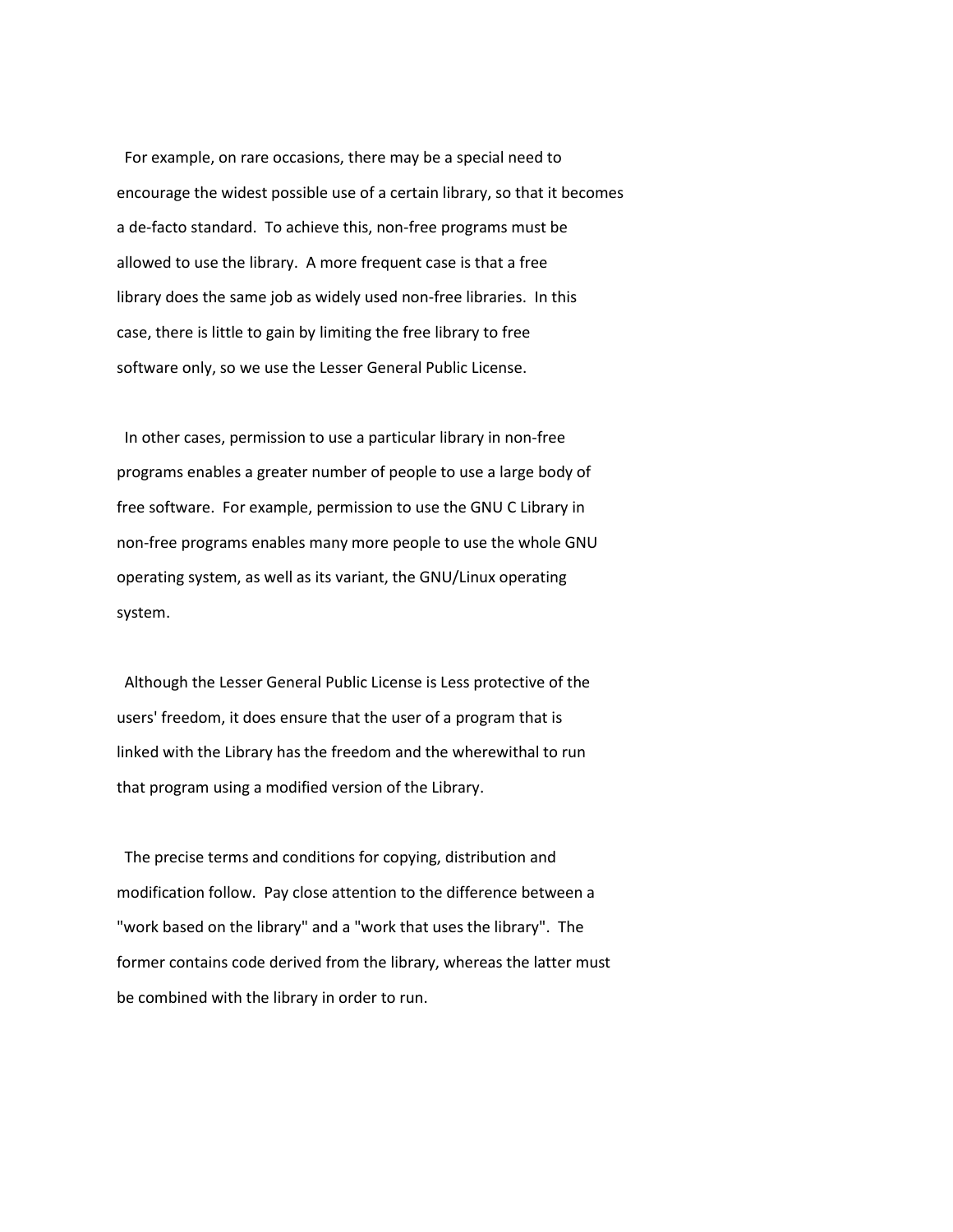For example, on rare occasions, there may be a special need to encourage the widest possible use of a certain library, so that it becomes a de-facto standard.  To achieve this, non-free programs must be allowed to use the library.  A more frequent case is that a free library does the same job as widely used non-free libraries.  In this case, there is little to gain by limiting the free library to free software only, so we use the Lesser General Public License.

In other cases, permission to use a particular library in non-free programs enables a greater number of people to use a large body of free software.  For example, permission to use the GNU C Library in non-free programs enables many more people to use the whole GNU operating system, as well as its variant, the GNU/Linux operating system.

Although the Lesser General Public License is Less protective of the users' freedom, it does ensure that the user of a program that is linked with the Library has the freedom and the wherewithal to run that program using a modified version of the Library.

The precise terms and conditions for copying, distribution and modification follow.  Pay close attention to the difference between a "work based on the library" and a "work that uses the library".  The former contains code derived from the library, whereas the latter must be combined with the library in order to run.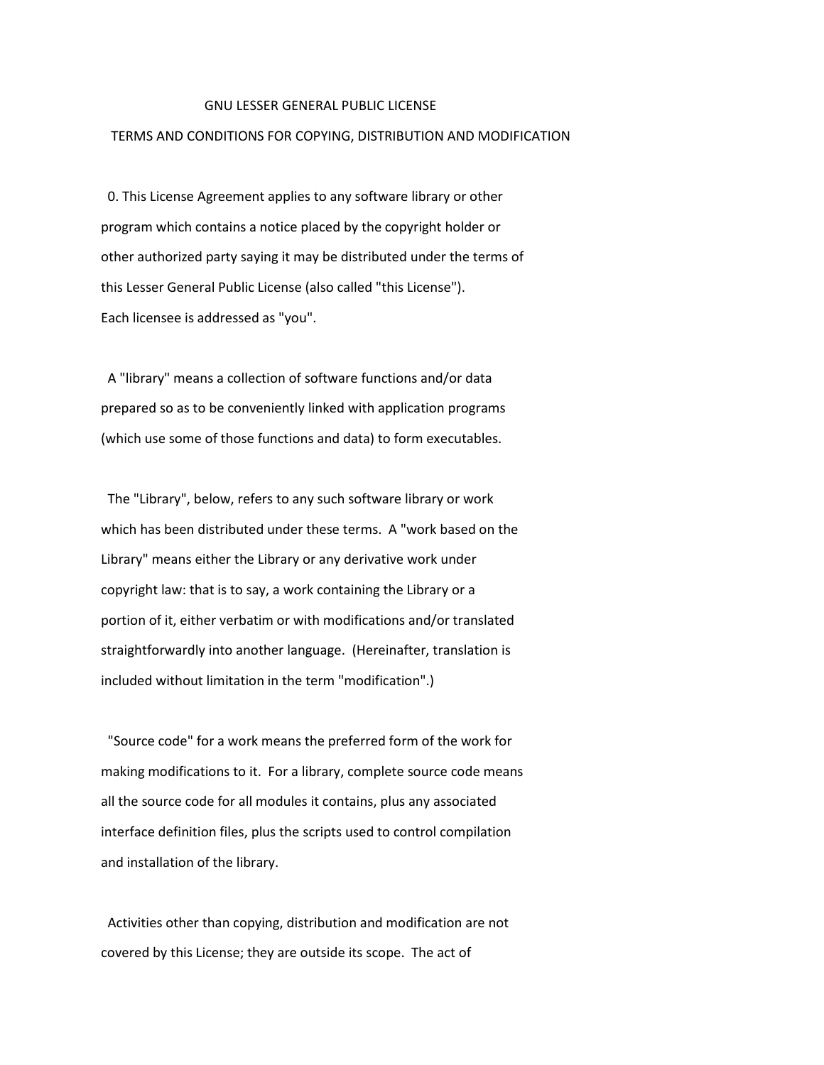# GNU LESSER GENERAL PUBLIC LICENSE

## TERMS AND CONDITIONS FOR COPYING, DISTRIBUTION AND MODIFICATION

0. This License Agreement applies to any software library or other program which contains a notice placed by the copyright holder or other authorized party saying it may be distributed under the terms of this Lesser General Public License (also called "this License"). Each licensee is addressed as "you".

A "library" means a collection of software functions and/or data prepared so as to be conveniently linked with application programs (which use some of those functions and data) to form executables.

The "Library", below, refers to any such software library or work which has been distributed under these terms. A "work based on the Library" means either the Library or any derivative work under copyright law: that is to say, a work containing the Library or a portion of it, either verbatim or with modifications and/or translated straightforwardly into another language. (Hereinafter, translation is included without limitation in the term "modification".)

"Source code" for a work means the preferred form of the work for making modifications to it. For a library, complete source code means all the source code for all modules it contains, plus any associated interface definition files, plus the scripts used to control compilation and installation of the library.

Activities other than copying, distribution and modification are not covered by this License; they are outside its scope. The act of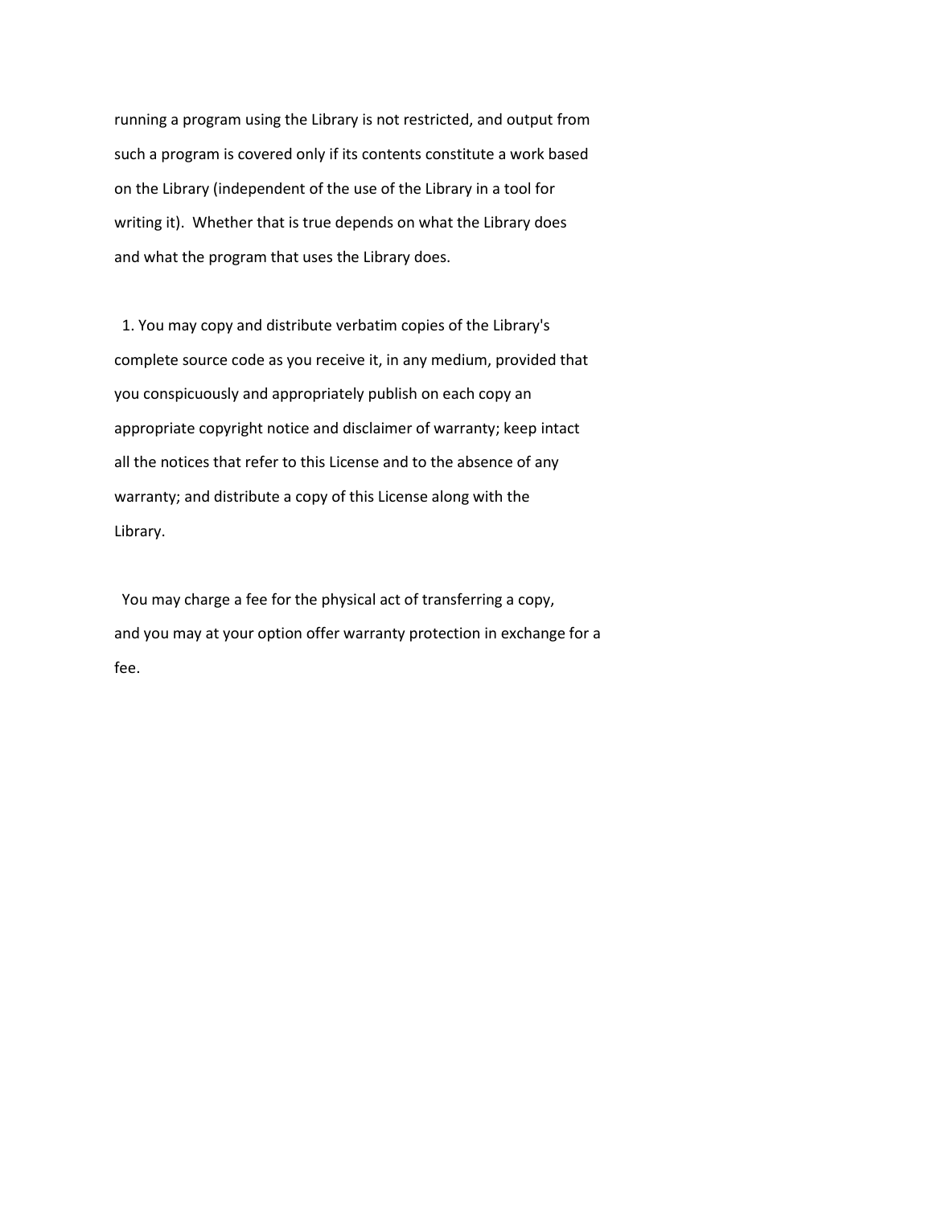running a program using the Library is not restricted, and output from such a program is covered only if its contents constitute a work based on the Library (independent of the use of the Library in a tool for writing it). Whether that is true depends on what the Library does and what the program that uses the Library does.

1. You may copy and distribute verbatim copies of the Library's complete source code as you receive it, in any medium, provided that you conspicuously and appropriately publish on each copy an appropriate copyright notice and disclaimer of warranty; keep intact all the notices that refer to this License and to the absence of any warranty; and distribute a copy of this License along with the Library.

You may charge a fee for the physical act of transferring a copy, and you may at your option offer warranty protection in exchange for a fee.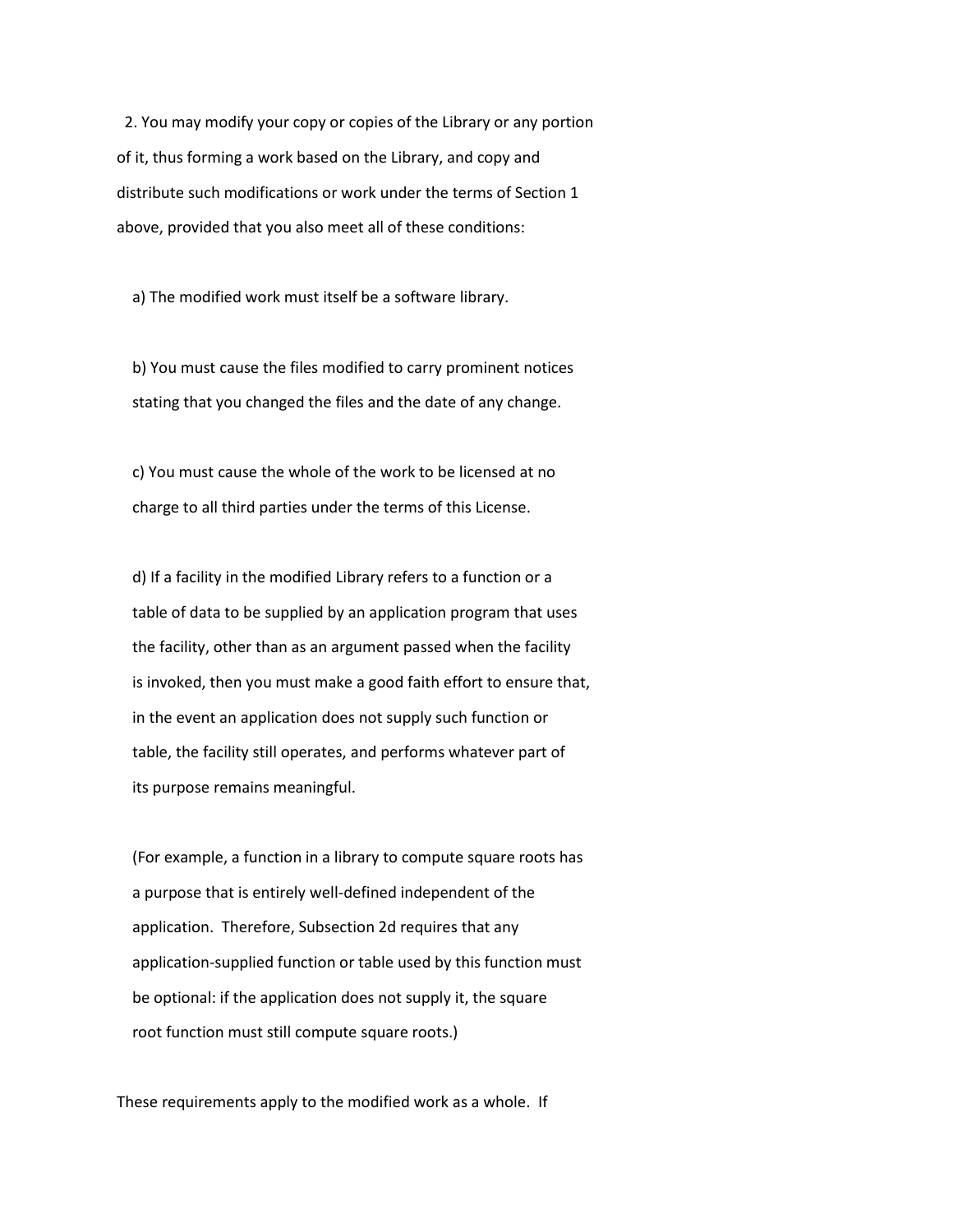2. You may modify your copy or copies of the Library or any portion of it, thus forming a work based on the Library, and copy and distribute such modifications or work under the terms of Section 1 above, provided that you also meet all of these conditions:

a) The modified work must itself be a software library.

b) You must cause the files modified to carry prominent notices stating that you changed the files and the date of any change.

c) You must cause the whole of the work to be licensed at no charge to all third parties under the terms of this License.

d) If a facility in the modified Library refers to a function or a table of data to be supplied by an application program that uses the facility, other than as an argument passed when the facility is invoked, then you must make a good faith effort to ensure that, in the event an application does not supply such function or table, the facility still operates, and performs whatever part of its purpose remains meaningful.

(For example, a function in a library to compute square roots has a purpose that is entirely well-defined independent of the application. Therefore, Subsection 2d requires that any application-supplied function or table used by this function must be optional: if the application does not supply it, the square root function must still compute square roots.)

These requirements apply to the modified work as a whole. If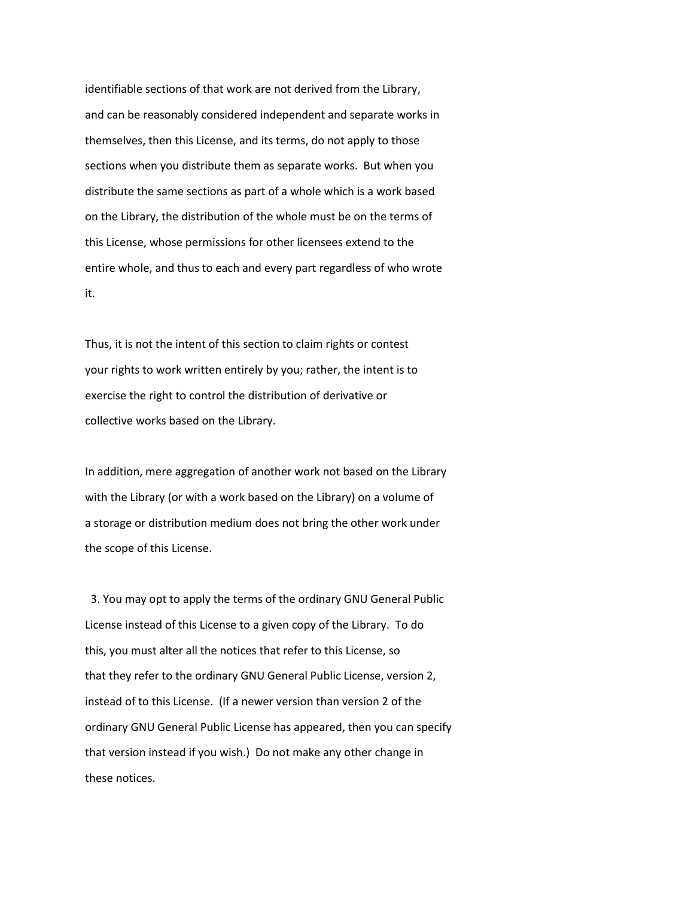identifiable sections of that work are not derived from the Library, and can be reasonably considered independent and separate works in themselves, then this License, and its terms, do not apply to those sections when you distribute them as separate works. But when you distribute the same sections as part of a whole which is a work based on the Library, the distribution of the whole must be on the terms of this License, whose permissions for other licensees extend to the entire whole, and thus to each and every part regardless of who wrote it.

Thus, it is not the intent of this section to claim rights or contest your rights to work written entirely by you; rather, the intent is to exercise the right to control the distribution of derivative or collective works based on the Library.

In addition, mere aggregation of another work not based on the Library with the Library (or with a work based on the Library) on a volume of a storage or distribution medium does not bring the other work under the scope of this License.

3. You may opt to apply the terms of the ordinary GNU General Public License instead of this License to a given copy of the Library. To do this, you must alter all the notices that refer to this License, so that they refer to the ordinary GNU General Public License, version 2, instead of to this License. (If a newer version than version 2 of the ordinary GNU General Public License has appeared, then you can specify that version instead if you wish.) Do not make any other change in these notices.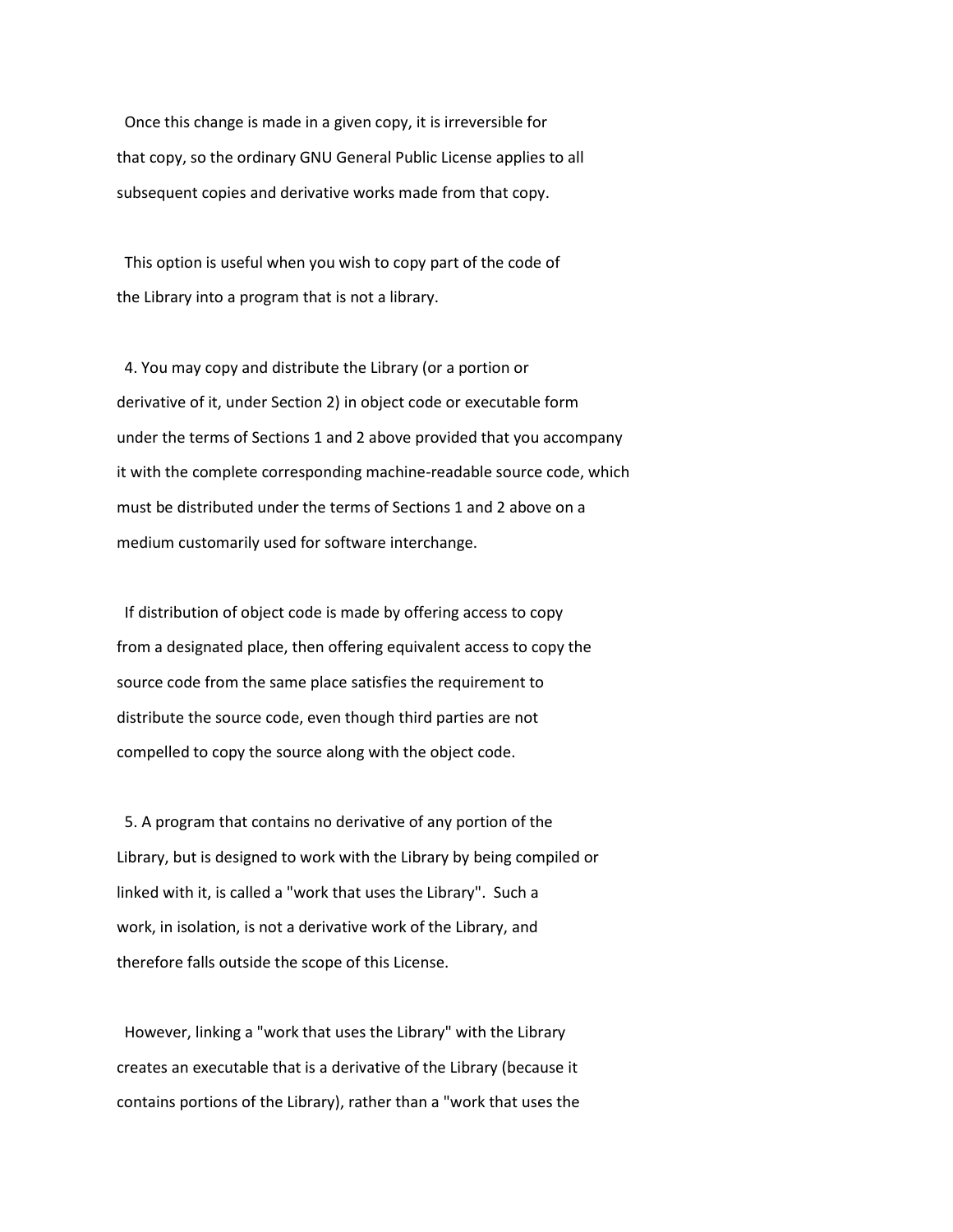Once this change is made in a given copy, it is irreversible for that copy, so the ordinary GNU General Public License applies to all subsequent copies and derivative works made from that copy.

This option is useful when you wish to copy part of the code of the Library into a program that is not a library.

4. You may copy and distribute the Library (or a portion or derivative of it, under Section 2) in object code or executable form under the terms of Sections 1 and 2 above provided that you accompany it with the complete corresponding machine-readable source code, which must be distributed under the terms of Sections 1 and 2 above on a medium customarily used for software interchange.

If distribution of object code is made by offering access to copy from a designated place, then offering equivalent access to copy the source code from the same place satisfies the requirement to distribute the source code, even though third parties are not compelled to copy the source along with the object code.

5. A program that contains no derivative of any portion of the Library, but is designed to work with the Library by being compiled or linked with it, is called a "work that uses the Library". Such a work, in isolation, is not a derivative work of the Library, and therefore falls outside the scope of this License.

However, linking a "work that uses the Library" with the Library creates an executable that is a derivative of the Library (because it contains portions of the Library), rather than a "work that uses the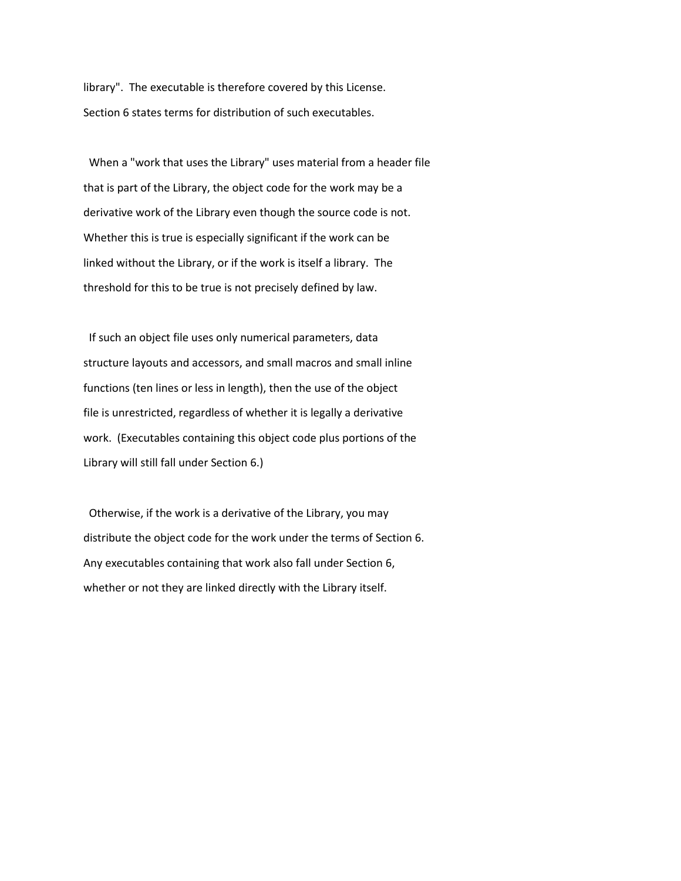library". The executable is therefore covered by this License. Section 6 states terms for distribution of such executables.

When a "work that uses the Library" uses material from a header file that is part of the Library, the object code for the work may be a derivative work of the Library even though the source code is not. Whether this is true is especially significant if the work can be linked without the Library, or if the work is itself a library. The threshold for this to be true is not precisely defined by law.

If such an object file uses only numerical parameters, data structure layouts and accessors, and small macros and small inline functions (ten lines or less in length), then the use of the object file is unrestricted, regardless of whether it is legally a derivative work. (Executables containing this object code plus portions of the Library will still fall under Section 6.)

Otherwise, if the work is a derivative of the Library, you may distribute the object code for the work under the terms of Section 6. Any executables containing that work also fall under Section 6, whether or not they are linked directly with the Library itself.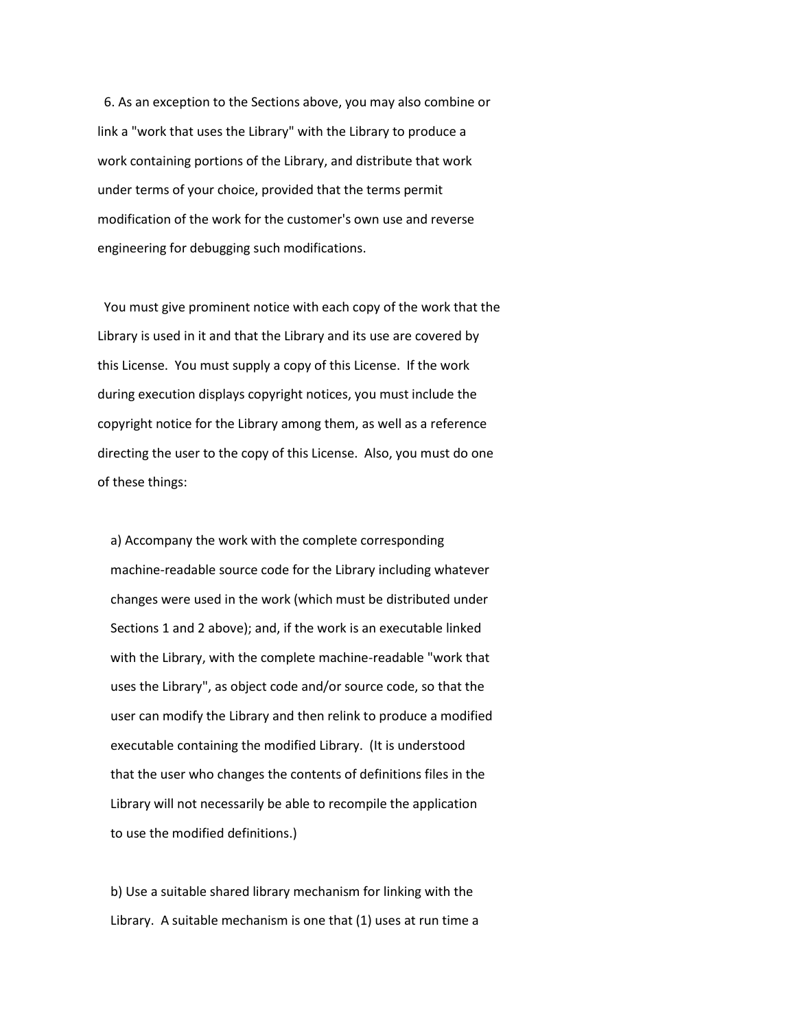6. As an exception to the Sections above, you may also combine or link a "work that uses the Library" with the Library to produce a work containing portions of the Library, and distribute that work under terms of your choice, provided that the terms permit modification of the work for the customer's own use and reverse engineering for debugging such modifications.

You must give prominent notice with each copy of the work that the Library is used in it and that the Library and its use are covered by this License. You must supply a copy of this License. If the work during execution displays copyright notices, you must include the copyright notice for the Library among them, as well as a reference directing the user to the copy of this License. Also, you must do one of these things:

a) Accompany the work with the complete corresponding machine-readable source code for the Library including whatever changes were used in the work (which must be distributed under Sections 1 and 2 above); and, if the work is an executable linked with the Library, with the complete machine-readable "work that uses the Library", as object code and/or source code, so that the user can modify the Library and then relink to produce a modified executable containing the modified Library. (It is understood that the user who changes the contents of definitions files in the Library will not necessarily be able to recompile the application to use the modified definitions.)

b) Use a suitable shared library mechanism for linking with the Library. A suitable mechanism is one that (1) uses at run time a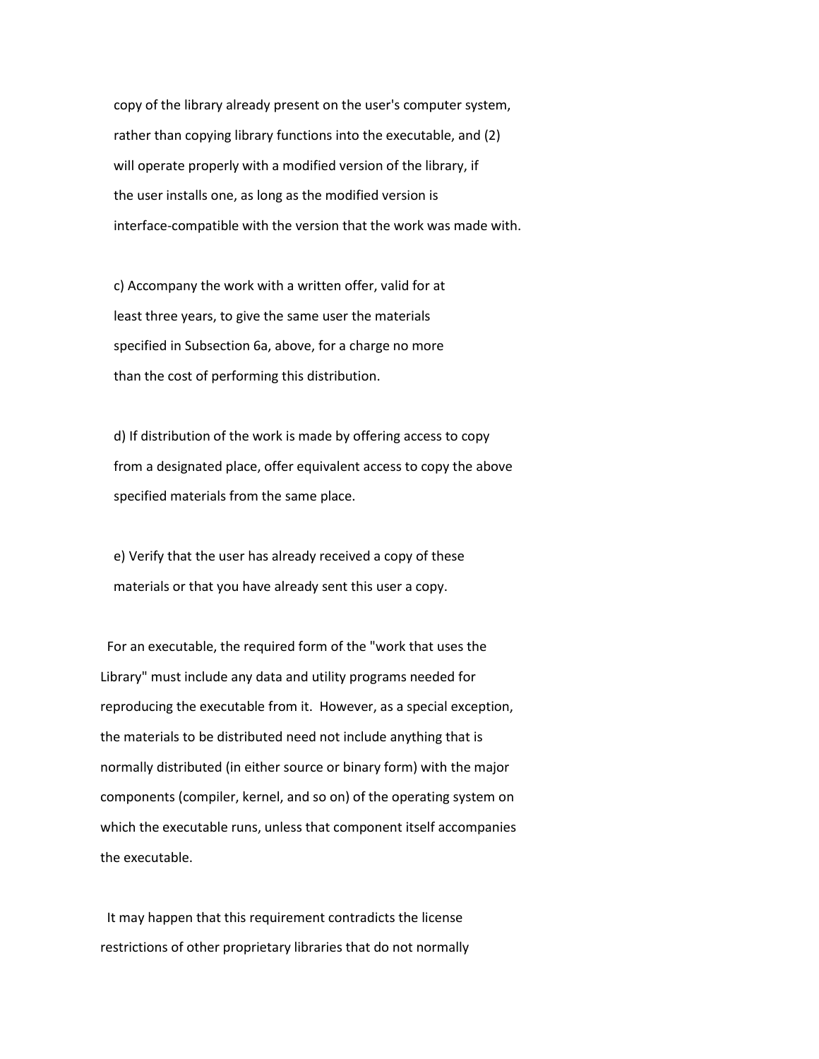copy of the library already present on the user's computer system, rather than copying library functions into the executable, and (2) will operate properly with a modified version of the library, if the user installs one, as long as the modified version is interface-compatible with the version that the work was made with.

c) Accompany the work with a written offer, valid for at least three years, to give the same user the materials specified in Subsection 6a, above, for a charge no more than the cost of performing this distribution.

d) If distribution of the work is made by offering access to copy from a designated place, offer equivalent access to copy the above specified materials from the same place.

e) Verify that the user has already received a copy of these materials or that you have already sent this user a copy.

For an executable, the required form of the "work that uses the Library" must include any data and utility programs needed for reproducing the executable from it. However, as a special exception, the materials to be distributed need not include anything that is normally distributed (in either source or binary form) with the major components (compiler, kernel, and so on) of the operating system on which the executable runs, unless that component itself accompanies the executable.

It may happen that this requirement contradicts the license restrictions of other proprietary libraries that do not normally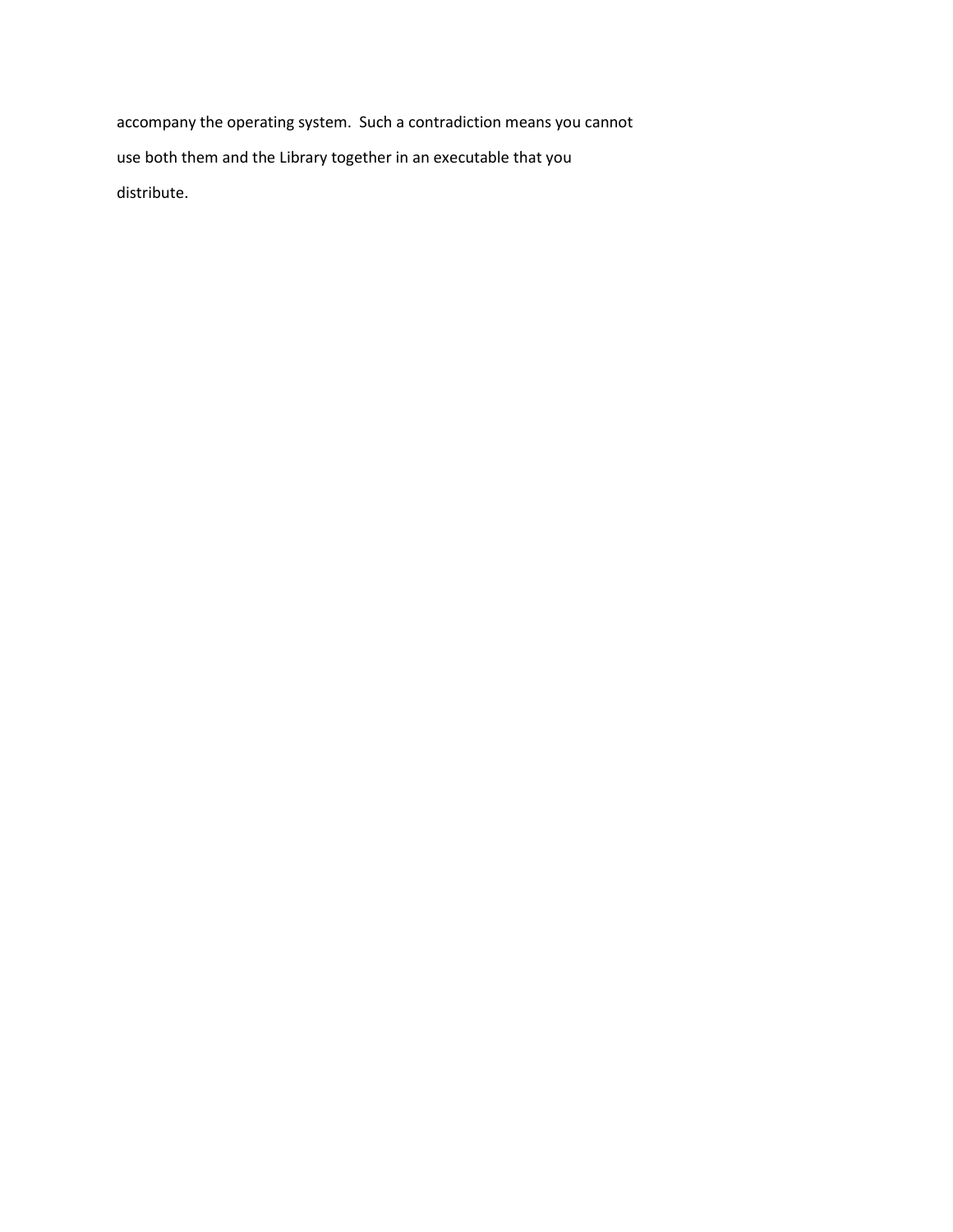accompany the operating system. Such a contradiction means you cannot use both them and the Library together in an executable that you distribute.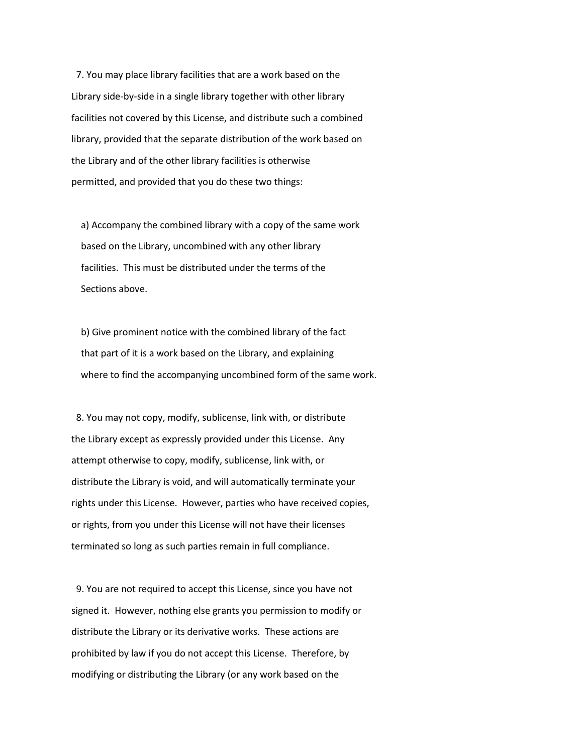7. You may place library facilities that are a work based on the Library side-by-side in a single library together with other library facilities not covered by this License, and distribute such a combined library, provided that the separate distribution of the work based on the Library and of the other library facilities is otherwise permitted, and provided that you do these two things:

a) Accompany the combined library with a copy of the same work based on the Library, uncombined with any other library facilities. This must be distributed under the terms of the Sections above.

b) Give prominent notice with the combined library of the fact that part of it is a work based on the Library, and explaining where to find the accompanying uncombined form of the same work.

8. You may not copy, modify, sublicense, link with, or distribute the Library except as expressly provided under this License. Any attempt otherwise to copy, modify, sublicense, link with, or distribute the Library is void, and will automatically terminate your rights under this License. However, parties who have received copies, or rights, from you under this License will not have their licenses terminated so long as such parties remain in full compliance.

9. You are not required to accept this License, since you have not signed it. However, nothing else grants you permission to modify or distribute the Library or its derivative works. These actions are prohibited by law if you do not accept this License. Therefore, by modifying or distributing the Library (or any work based on the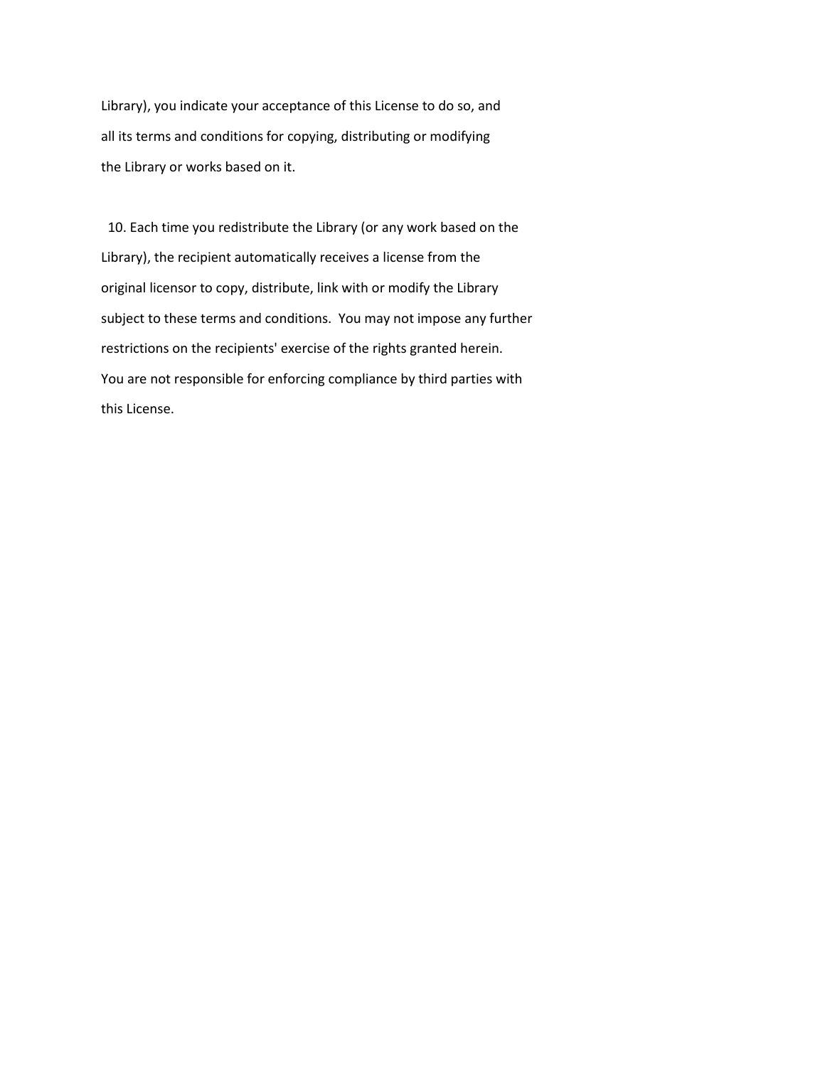Library), you indicate your acceptance of this License to do so, and all its terms and conditions for copying, distributing or modifying the Library or works based on it.

10. Each time you redistribute the Library (or any work based on the Library), the recipient automatically receives a license from the original licensor to copy, distribute, link with or modify the Library subject to these terms and conditions. You may not impose any further restrictions on the recipients' exercise of the rights granted herein. You are not responsible for enforcing compliance by third parties with this License.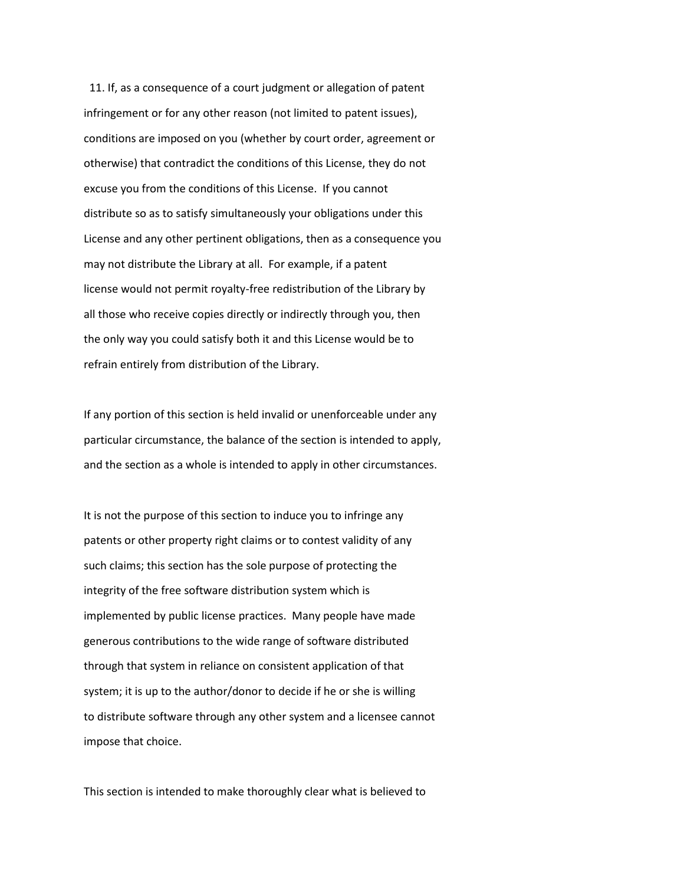11. If, as a consequence of a court judgment or allegation of patent infringement or for any other reason (not limited to patent issues), conditions are imposed on you (whether by court order, agreement or otherwise) that contradict the conditions of this License, they do not excuse you from the conditions of this License. If you cannot distribute so as to satisfy simultaneously your obligations under this License and any other pertinent obligations, then as a consequence you may not distribute the Library at all. For example, if a patent license would not permit royalty-free redistribution of the Library by all those who receive copies directly or indirectly through you, then the only way you could satisfy both it and this License would be to refrain entirely from distribution of the Library.

If any portion of this section is held invalid or unenforceable under any particular circumstance, the balance of the section is intended to apply, and the section as a whole is intended to apply in other circumstances.

It is not the purpose of this section to induce you to infringe any patents or other property right claims or to contest validity of any such claims; this section has the sole purpose of protecting the integrity of the free software distribution system which is implemented by public license practices. Many people have made generous contributions to the wide range of software distributed through that system in reliance on consistent application of that system; it is up to the author/donor to decide if he or she is willing to distribute software through any other system and a licensee cannot impose that choice.

This section is intended to make thoroughly clear what is believed to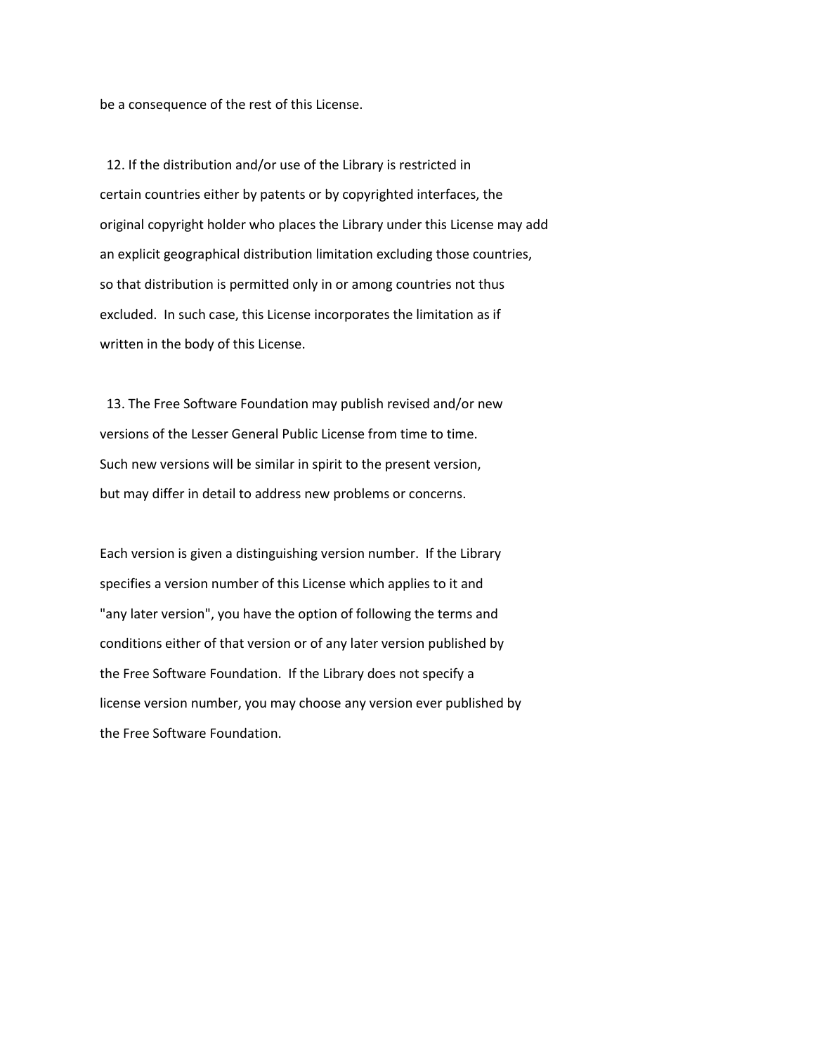be a consequence of the rest of this License.

12. If the distribution and/or use of the Library is restricted in certain countries either by patents or by copyrighted interfaces, the original copyright holder who places the Library under this License may add an explicit geographical distribution limitation excluding those countries, so that distribution is permitted only in or among countries not thus excluded. In such case, this License incorporates the limitation as if written in the body of this License.

13. The Free Software Foundation may publish revised and/or new versions of the Lesser General Public License from time to time. Such new versions will be similar in spirit to the present version, but may differ in detail to address new problems or concerns.

Each version is given a distinguishing version number. If the Library specifies a version number of this License which applies to it and "any later version", you have the option of following the terms and conditions either of that version or of any later version published by the Free Software Foundation. If the Library does not specify a license version number, you may choose any version ever published by the Free Software Foundation.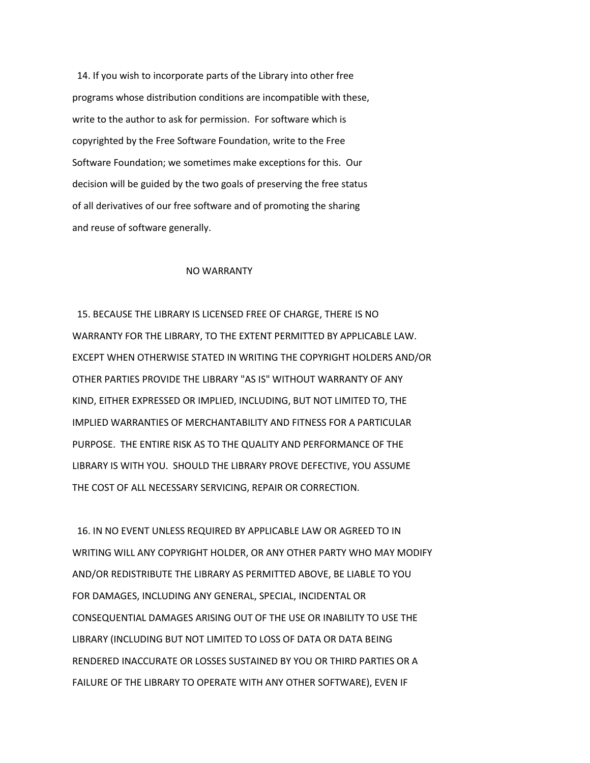14. If you wish to incorporate parts of the Library into other free programs whose distribution conditions are incompatible with these, write to the author to ask for permission. For software which is copyrighted by the Free Software Foundation, write to the Free Software Foundation; we sometimes make exceptions for this. Our decision will be guided by the two goals of preserving the free status of all derivatives of our free software and of promoting the sharing and reuse of software generally.

## NO WARRANTY

15. BECAUSE THE LIBRARY IS LICENSED FREE OF CHARGE, THERE IS NO WARRANTY FOR THE LIBRARY, TO THE EXTENT PERMITTED BY APPLICABLE LAW. EXCEPT WHEN OTHERWISE STATED IN WRITING THE COPYRIGHT HOLDERS AND/OR OTHER PARTIES PROVIDE THE LIBRARY "AS IS" WITHOUT WARRANTY OF ANY KIND, EITHER EXPRESSED OR IMPLIED, INCLUDING, BUT NOT LIMITED TO, THE IMPLIED WARRANTIES OF MERCHANTABILITY AND FITNESS FOR A PARTICULAR PURPOSE. THE ENTIRE RISK AS TO THE QUALITY AND PERFORMANCE OF THE LIBRARY IS WITH YOU. SHOULD THE LIBRARY PROVE DEFECTIVE, YOU ASSUME THE COST OF ALL NECESSARY SERVICING, REPAIR OR CORRECTION.

16. IN NO EVENT UNLESS REQUIRED BY APPLICABLE LAW OR AGREED TO IN WRITING WILL ANY COPYRIGHT HOLDER, OR ANY OTHER PARTY WHO MAY MODIFY AND/OR REDISTRIBUTE THE LIBRARY AS PERMITTED ABOVE, BE LIABLE TO YOU FOR DAMAGES, INCLUDING ANY GENERAL, SPECIAL, INCIDENTAL OR CONSEQUENTIAL DAMAGES ARISING OUT OF THE USE OR INABILITY TO USE THE LIBRARY (INCLUDING BUT NOT LIMITED TO LOSS OF DATA OR DATA BEING RENDERED INACCURATE OR LOSSES SUSTAINED BY YOU OR THIRD PARTIES OR A FAILURE OF THE LIBRARY TO OPERATE WITH ANY OTHER SOFTWARE), EVEN IF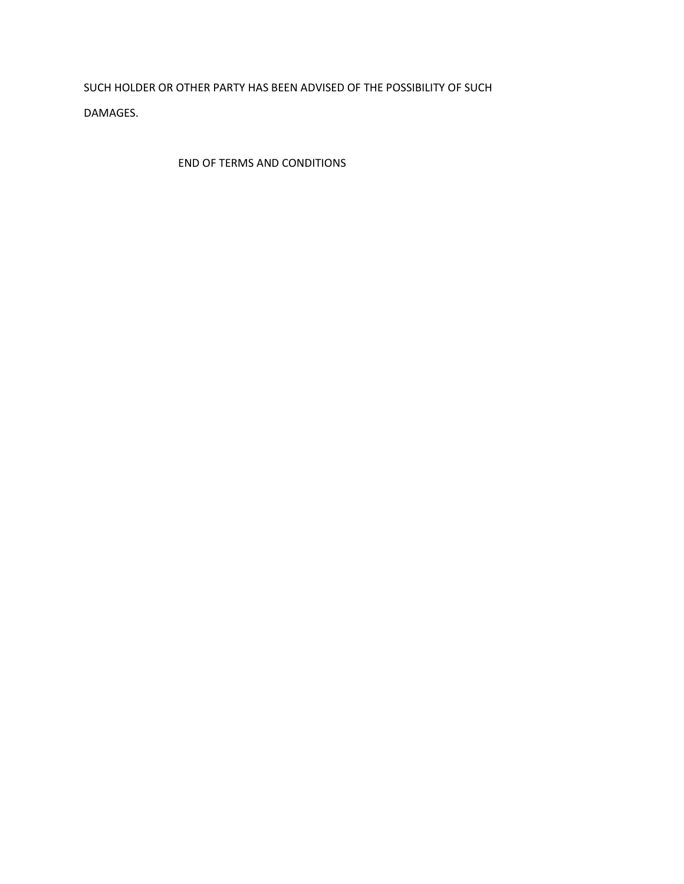SUCH HOLDER OR OTHER PARTY HAS BEEN ADVISED OF THE POSSIBILITY OF SUCH DAMAGES.

END OF TERMS AND CONDITIONS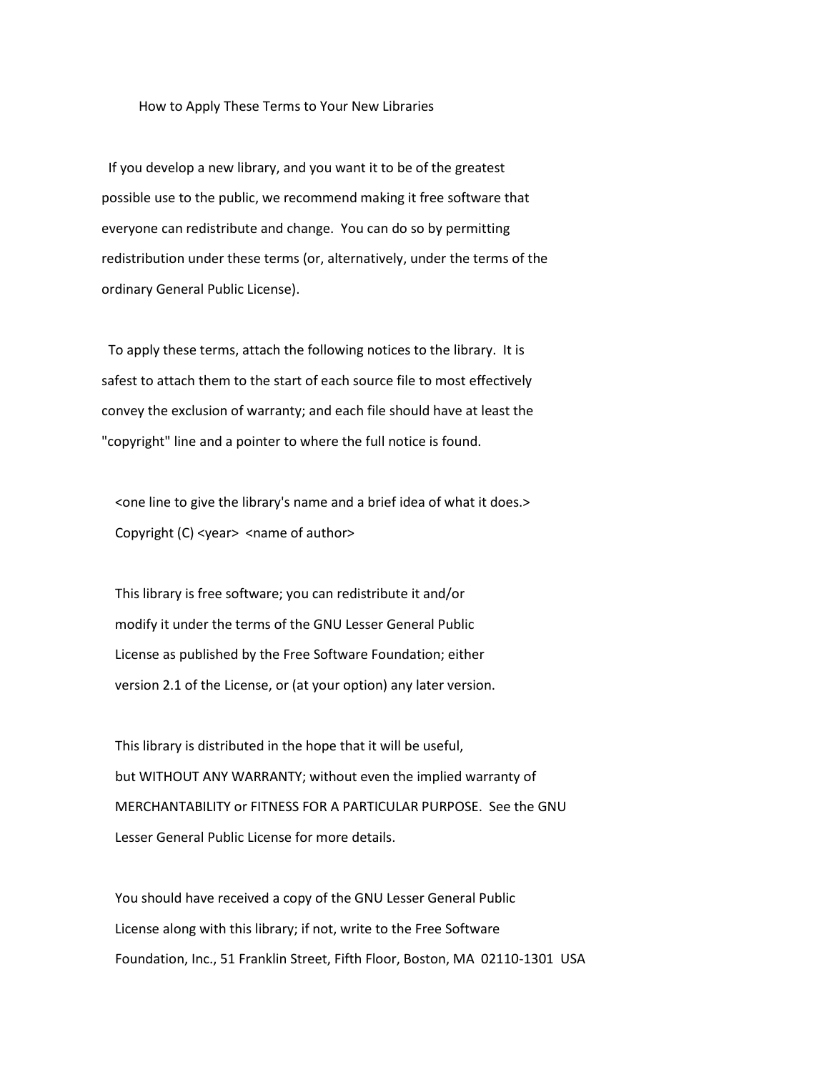## How to Apply These Terms to Your New Libraries

If you develop a new library, and you want it to be of the greatest possible use to the public, we recommend making it free software that everyone can redistribute and change. You can do so by permitting redistribution under these terms (or, alternatively, under the terms of the ordinary General Public License).

To apply these terms, attach the following notices to the library. It is safest to attach them to the start of each source file to most effectively convey the exclusion of warranty; and each file should have at least the "copyright" line and a pointer to where the full notice is found.

```
<one line to give the library's name and a brief idea of what it does.>
Copyright (C) <year>  <name of author>

This library is free software; you can redistribute it and/or
modify it under the terms of the GNU Lesser General Public
License as published by the Free Software Foundation; either
version 2.1 of the License, or (at your option) any later version.

This library is distributed in the hope that it will be useful,
but WITHOUT ANY WARRANTY; without even the implied warranty of
MERCHANTABILITY or FITNESS FOR A PARTICULAR PURPOSE.  See the GNU
Lesser General Public License for more details.

You should have received a copy of the GNU Lesser General Public
License along with this library; if not, write to the Free Software
Foundation, Inc., 51 Franklin Street, Fifth Floor, Boston, MA  02110-1301  USA
```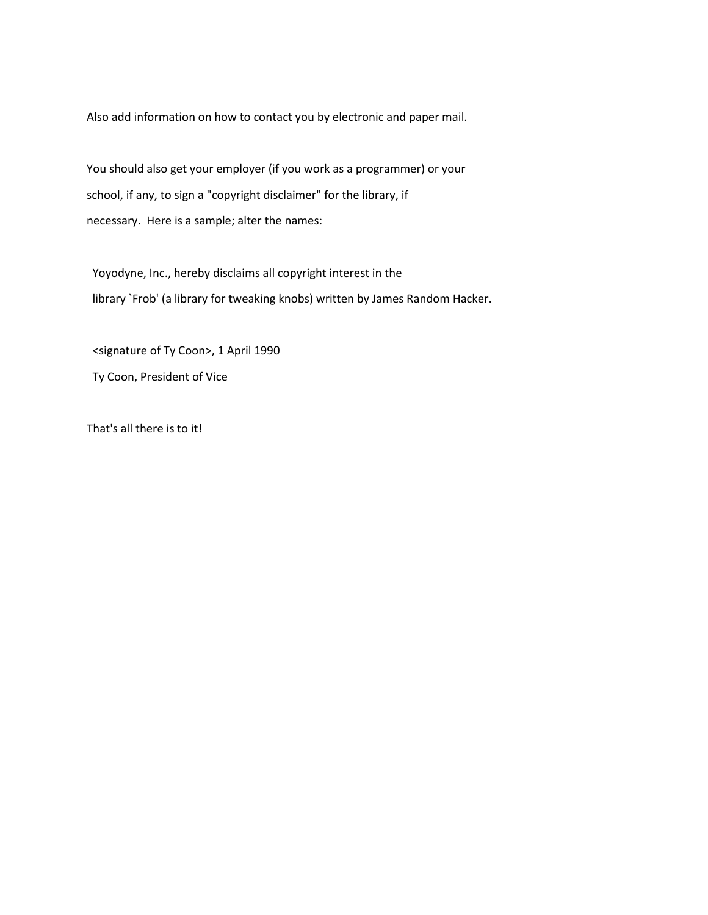Also add information on how to contact you by electronic and paper mail.

You should also get your employer (if you work as a programmer) or your school, if any, to sign a "copyright disclaimer" for the library, if necessary.  Here is a sample; alter the names:

```
  Yoyodyne, Inc., hereby disclaims all copyright interest in the
  library `Frob' (a library for tweaking knobs) written by James Random Hacker.

  <signature of Ty Coon>, 1 April 1990
  Ty Coon, President of Vice
```

That's all there is to it!